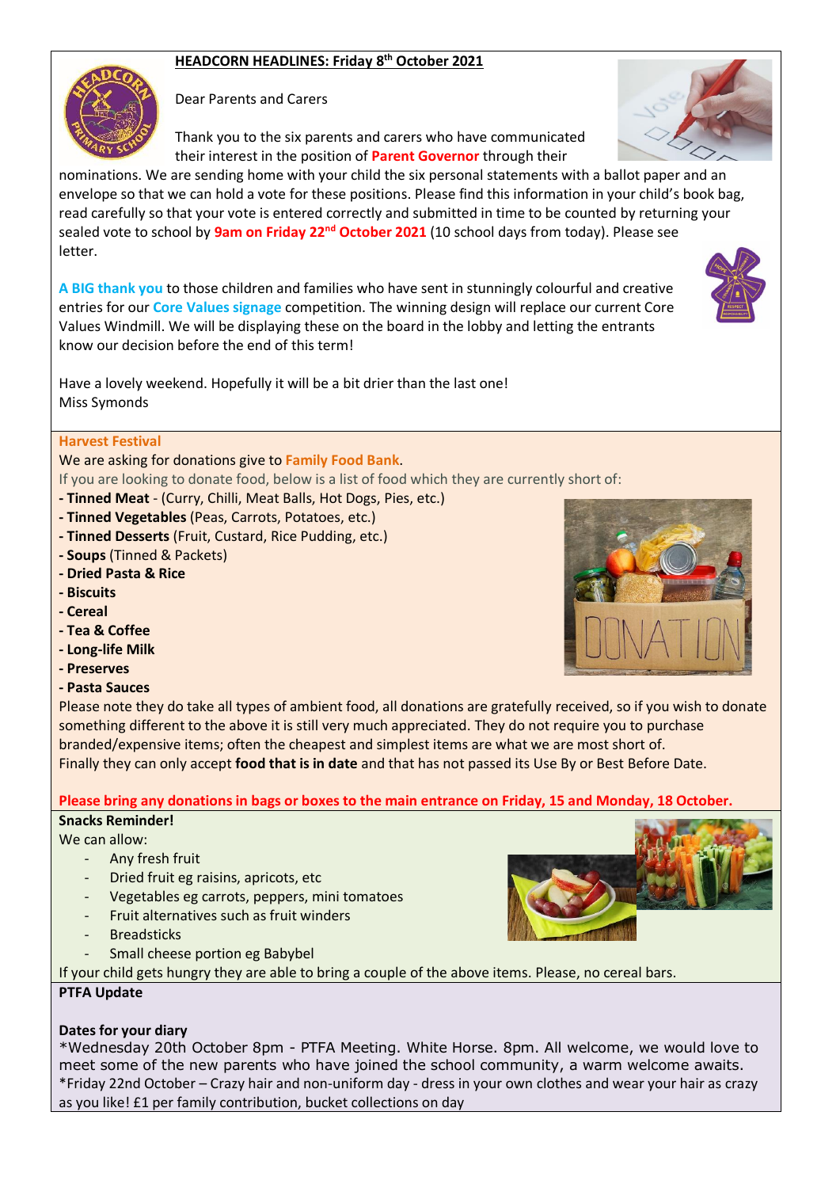## HEADCORN HEADLINES: Friday 8th October 2021

Dear Parents and Carers

Thank you to the six parents and carers who have communicated their interest in the position of **Parent Governor** through their nominations. We are sending home with your child the six personal statements with a ballot paper and an envelope so that we can hold a vote for these positions. Please find this information in your child's book bag, read carefully so that your vote is entered correctly and submitted in time to be counted by returning your sealed vote to school by **9am on Friday 22nd October 2021** (10 school days from today). Please see letter.

**A BIG thank you** to those children and families who have sent in stunningly colourful and creative entries for our **Core Values signage** competition. The winning design will replace our current Core Values Windmill. We will be displaying these on the board in the lobby and letting the entrants know our decision before the end of this term!

Have a lovely weekend. Hopefully it will be a bit drier than the last one!
Miss Symonds

### Harvest Festival

We are asking for donations give to **Family Food Bank**.

If you are looking to donate food, below is a list of food which they are currently short of:

- **Tinned Meat** - (Curry, Chilli, Meat Balls, Hot Dogs, Pies, etc.)
- **Tinned Vegetables** (Peas, Carrots, Potatoes, etc.)
- **Tinned Desserts** (Fruit, Custard, Rice Pudding, etc.)
- **Soups** (Tinned & Packets)
- **Dried Pasta & Rice**
- **Biscuits**
- **Cereal**
- **Tea & Coffee**
- **Long-life Milk**
- **Preserves**
- **Pasta Sauces**

Please note they do take all types of ambient food, all donations are gratefully received, so if you wish to donate something different to the above it is still very much appreciated. They do not require you to purchase branded/expensive items; often the cheapest and simplest items are what we are most short of.
Finally they can only accept **food that is in date** and that has not passed its Use By or Best Before Date.

**Please bring any donations in bags or boxes to the main entrance on Friday, 15 and Monday, 18 October.**

### Snacks Reminder!

We can allow:

- Any fresh fruit
- Dried fruit eg raisins, apricots, etc
- Vegetables eg carrots, peppers, mini tomatoes
- Fruit alternatives such as fruit winders
- Breadsticks
- Small cheese portion eg Babybel

If your child gets hungry they are able to bring a couple of the above items. Please, no cereal bars.

### PTFA Update

**Dates for your diary**

*Wednesday 20th October 8pm - PTFA Meeting. White Horse. 8pm. All welcome, we would love to meet some of the new parents who have joined the school community, a warm welcome awaits.
*Friday 22nd October – Crazy hair and non-uniform day - dress in your own clothes and wear your hair as crazy as you like! £1 per family contribution, bucket collections on day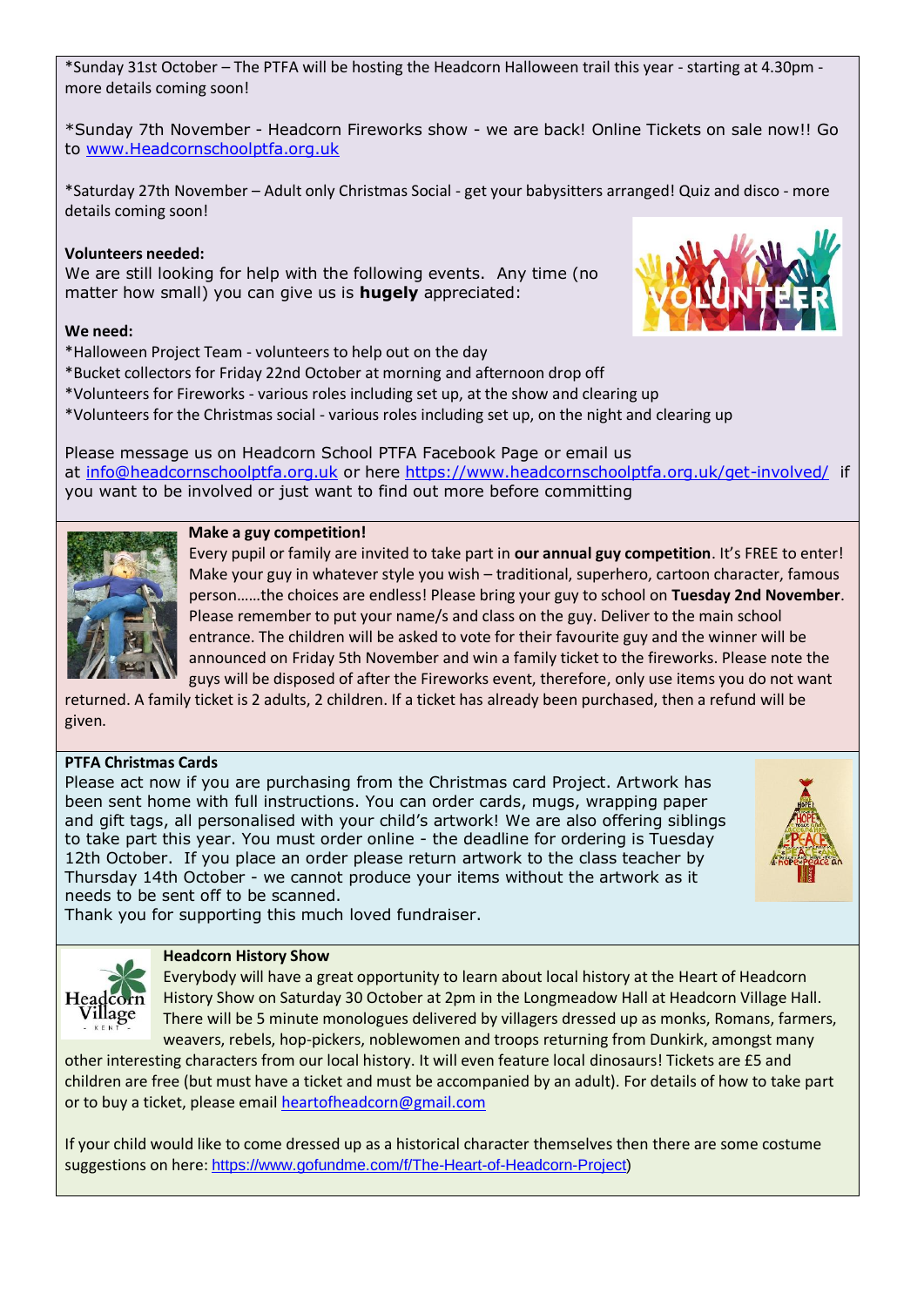*Sunday 31st October – The PTFA will be hosting the Headcorn Halloween trail this year - starting at 4.30pm - more details coming soon!

*Sunday 7th November - Headcorn Fireworks show - we are back! Online Tickets on sale now!! Go to www.Headcornschoolptfa.org.uk

*Saturday 27th November – Adult only Christmas Social - get your babysitters arranged! Quiz and disco - more details coming soon!

**Volunteers needed:**

We are still looking for help with the following events. Any time (no matter how small) you can give us is **hugely** appreciated:

**We need:**

*Halloween Project Team - volunteers to help out on the day
*Bucket collectors for Friday 22nd October at morning and afternoon drop off
*Volunteers for Fireworks - various roles including set up, at the show and clearing up
*Volunteers for the Christmas social - various roles including set up, on the night and clearing up

Please message us on Headcorn School PTFA Facebook Page or email us at info@headcornschoolptfa.org.uk or here https://www.headcornschoolptfa.org.uk/get-involved/ if you want to be involved or just want to find out more before committing

**Make a guy competition!**

Every pupil or family are invited to take part in **our annual guy competition**. It's FREE to enter! Make your guy in whatever style you wish – traditional, superhero, cartoon character, famous person……the choices are endless! Please bring your guy to school on **Tuesday 2nd November**. Please remember to put your name/s and class on the guy. Deliver to the main school entrance. The children will be asked to vote for their favourite guy and the winner will be announced on Friday 5th November and win a family ticket to the fireworks. Please note the guys will be disposed of after the Fireworks event, therefore, only use items you do not want returned. A family ticket is 2 adults, 2 children. If a ticket has already been purchased, then a refund will be given.

**PTFA Christmas Cards**

Please act now if you are purchasing from the Christmas card Project. Artwork has been sent home with full instructions. You can order cards, mugs, wrapping paper and gift tags, all personalised with your child's artwork! We are also offering siblings to take part this year. You must order online - the deadline for ordering is Tuesday 12th October. If you place an order please return artwork to the class teacher by Thursday 14th October - we cannot produce your items without the artwork as it needs to be sent off to be scanned.
Thank you for supporting this much loved fundraiser.

**Headcorn History Show**

Everybody will have a great opportunity to learn about local history at the Heart of Headcorn History Show on Saturday 30 October at 2pm in the Longmeadow Hall at Headcorn Village Hall. There will be 5 minute monologues delivered by villagers dressed up as monks, Romans, farmers, weavers, rebels, hop-pickers, noblewomen and troops returning from Dunkirk, amongst many other interesting characters from our local history. It will even feature local dinosaurs! Tickets are £5 and children are free (but must have a ticket and must be accompanied by an adult). For details of how to take part or to buy a ticket, please email heartofheadcorn@gmail.com

If your child would like to come dressed up as a historical character themselves then there are some costume suggestions on here: https://www.gofundme.com/f/The-Heart-of-Headcorn-Project)